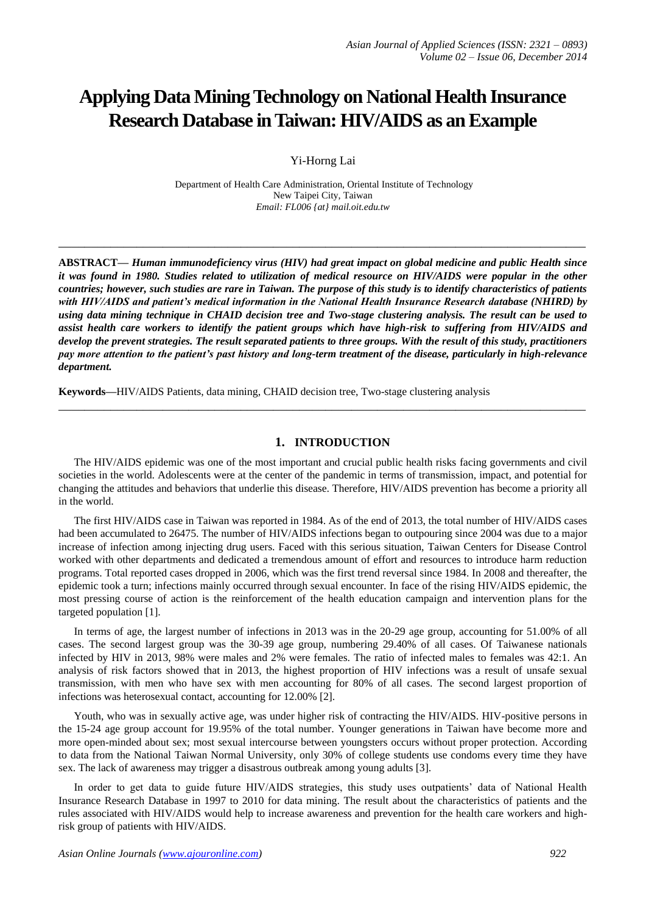# Applying Data Mining Technology on National Health Insurance Research Database in Taiwan: HIV/AIDS as an Example

Yi-Horng Lai

Department of Health Care Administration, Oriental Institute of Technology
New Taipei City, Taiwan
*Email: FL006 {at} mail.oit.edu.tw*

---

**ABSTRACT—** ***Human immunodeficiency virus (HIV) had great impact on global medicine and public Health since it was found in 1980. Studies related to utilization of medical resource on HIV/AIDS were popular in the other countries; however, such studies are rare in Taiwan. The purpose of this study is to identify characteristics of patients with HIV/AIDS and patient's medical information in the National Health Insurance Research database (NHIRD) by using data mining technique in CHAID decision tree and Two-stage clustering analysis. The result can be used to assist health care workers to identify the patient groups which have high-risk to suffering from HIV/AIDS and develop the prevent strategies. The result separated patients to three groups. With the result of this study, practitioners pay more attention to the patient's past history and long-term treatment of the disease, particularly in high-relevance department.***

**Keywords—**HIV/AIDS Patients, data mining, CHAID decision tree, Two-stage clustering analysis

---

## 1. INTRODUCTION

The HIV/AIDS epidemic was one of the most important and crucial public health risks facing governments and civil societies in the world. Adolescents were at the center of the pandemic in terms of transmission, impact, and potential for changing the attitudes and behaviors that underlie this disease. Therefore, HIV/AIDS prevention has become a priority all in the world.

The first HIV/AIDS case in Taiwan was reported in 1984. As of the end of 2013, the total number of HIV/AIDS cases had been accumulated to 26475. The number of HIV/AIDS infections began to outpouring since 2004 was due to a major increase of infection among injecting drug users. Faced with this serious situation, Taiwan Centers for Disease Control worked with other departments and dedicated a tremendous amount of effort and resources to introduce harm reduction programs. Total reported cases dropped in 2006, which was the first trend reversal since 1984. In 2008 and thereafter, the epidemic took a turn; infections mainly occurred through sexual encounter. In face of the rising HIV/AIDS epidemic, the most pressing course of action is the reinforcement of the health education campaign and intervention plans for the targeted population [1].

In terms of age, the largest number of infections in 2013 was in the 20-29 age group, accounting for 51.00% of all cases. The second largest group was the 30-39 age group, numbering 29.40% of all cases. Of Taiwanese nationals infected by HIV in 2013, 98% were males and 2% were females. The ratio of infected males to females was 42:1. An analysis of risk factors showed that in 2013, the highest proportion of HIV infections was a result of unsafe sexual transmission, with men who have sex with men accounting for 80% of all cases. The second largest proportion of infections was heterosexual contact, accounting for 12.00% [2].

Youth, who was in sexually active age, was under higher risk of contracting the HIV/AIDS. HIV-positive persons in the 15-24 age group account for 19.95% of the total number. Younger generations in Taiwan have become more and more open-minded about sex; most sexual intercourse between youngsters occurs without proper protection. According to data from the National Taiwan Normal University, only 30% of college students use condoms every time they have sex. The lack of awareness may trigger a disastrous outbreak among young adults [3].

In order to get data to guide future HIV/AIDS strategies, this study uses outpatients' data of National Health Insurance Research Database in 1997 to 2010 for data mining. The result about the characteristics of patients and the rules associated with HIV/AIDS would help to increase awareness and prevention for the health care workers and high-risk group of patients with HIV/AIDS.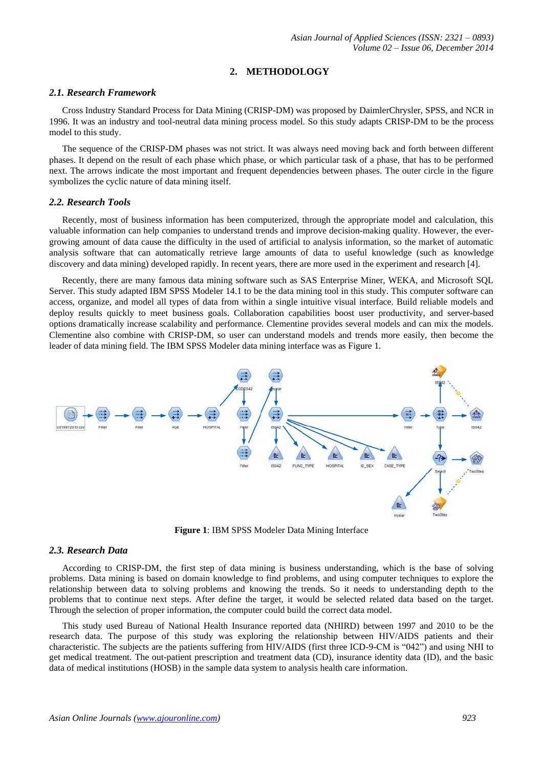## 2. METHODOLOGY

### *2.1. Research Framework*

Cross Industry Standard Process for Data Mining (CRISP-DM) was proposed by DaimlerChrysler, SPSS, and NCR in 1996. It was an industry and tool-neutral data mining process model. So this study adapts CRISP-DM to be the process model to this study.

The sequence of the CRISP-DM phases was not strict. It was always need moving back and forth between different phases. It depend on the result of each phase which phase, or which particular task of a phase, that has to be performed next. The arrows indicate the most important and frequent dependencies between phases. The outer circle in the figure symbolizes the cyclic nature of data mining itself.

### *2.2. Research Tools*

Recently, most of business information has been computerized, through the appropriate model and calculation, this valuable information can help companies to understand trends and improve decision-making quality. However, the ever-growing amount of data cause the difficulty in the used of artificial to analysis information, so the market of automatic analysis software that can automatically retrieve large amounts of data to useful knowledge (such as knowledge discovery and data mining) developed rapidly. In recent years, there are more used in the experiment and research [4].

Recently, there are many famous data mining software such as SAS Enterprise Miner, WEKA, and Microsoft SQL Server. This study adapted IBM SPSS Modeler 14.1 to be the data mining tool in this study. This computer software can access, organize, and model all types of data from within a single intuitive visual interface. Build reliable models and deploy results quickly to meet business goals. Collaboration capabilities boost user productivity, and server-based options dramatically increase scalability and performance. Clementine provides several models and can mix the models. Clementine also combine with CRISP-DM, so user can understand models and trends more easily, then become the leader of data mining field. The IBM SPSS Modeler data mining interface was as Figure 1.

**Figure 1**: IBM SPSS Modeler Data Mining Interface

### *2.3. Research Data*

According to CRISP-DM, the first step of data mining is business understanding, which is the base of solving problems. Data mining is based on domain knowledge to find problems, and using computer techniques to explore the relationship between data to solving problems and knowing the trends. So it needs to understanding depth to the problems that to continue next steps. After define the target, it would be selected related data based on the target. Through the selection of proper information, the computer could build the correct data model.

This study used Bureau of National Health Insurance reported data (NHIRD) between 1997 and 2010 to be the research data. The purpose of this study was exploring the relationship between HIV/AIDS patients and their characteristic. The subjects are the patients suffering from HIV/AIDS (first three ICD-9-CM is "042") and using NHI to get medical treatment. The out-patient prescription and treatment data (CD), insurance identity data (ID), and the basic data of medical institutions (HOSB) in the sample data system to analysis health care information.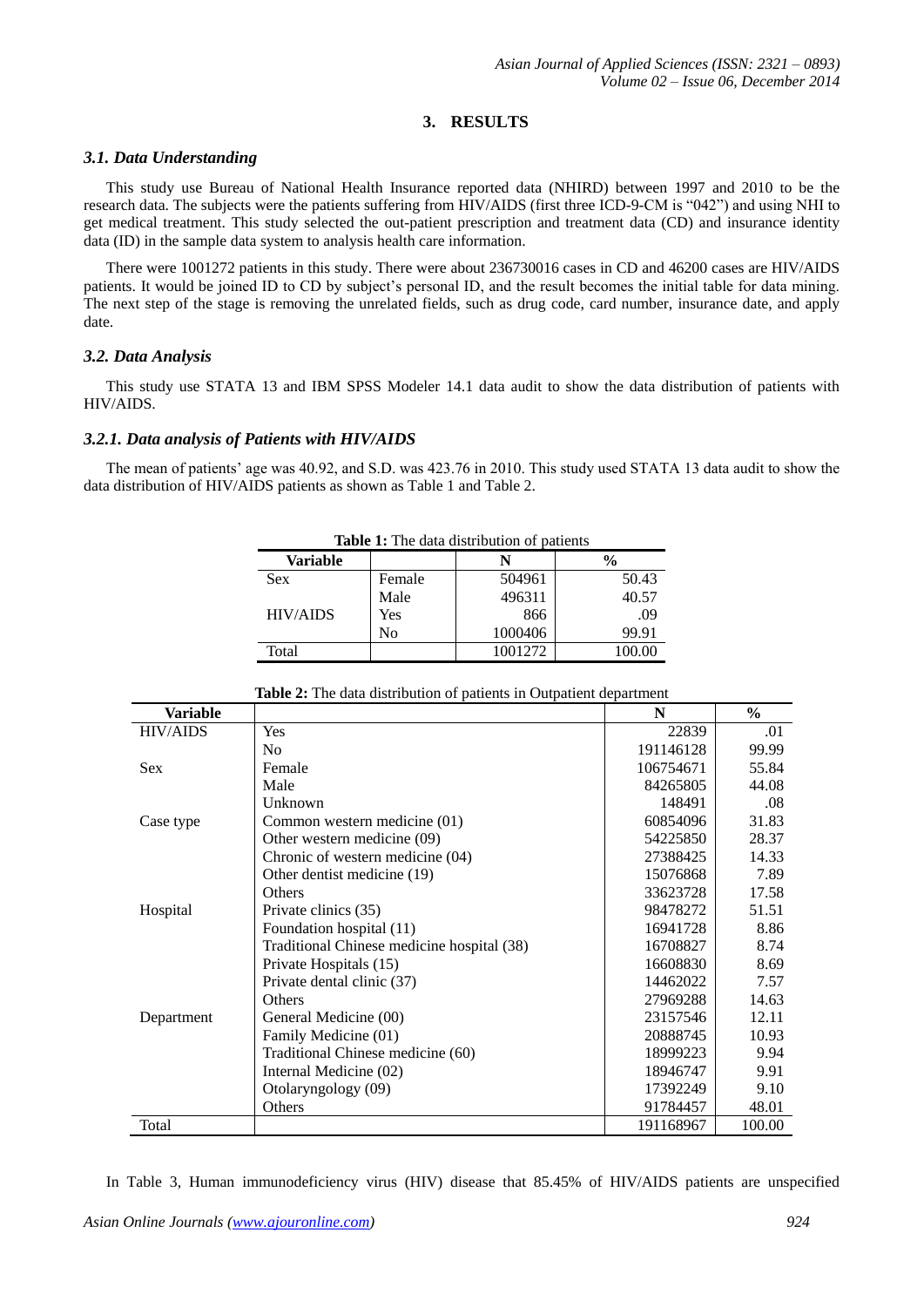## 3. RESULTS

### *3.1. Data Understanding*

This study use Bureau of National Health Insurance reported data (NHIRD) between 1997 and 2010 to be the research data. The subjects were the patients suffering from HIV/AIDS (first three ICD-9-CM is "042") and using NHI to get medical treatment. This study selected the out-patient prescription and treatment data (CD) and insurance identity data (ID) in the sample data system to analysis health care information.

There were 1001272 patients in this study. There were about 236730016 cases in CD and 46200 cases are HIV/AIDS patients. It would be joined ID to CD by subject's personal ID, and the result becomes the initial table for data mining. The next step of the stage is removing the unrelated fields, such as drug code, card number, insurance date, and apply date.

### *3.2. Data Analysis*

This study use STATA 13 and IBM SPSS Modeler 14.1 data audit to show the data distribution of patients with HIV/AIDS.

### *3.2.1. Data analysis of Patients with HIV/AIDS*

The mean of patients' age was 40.92, and S.D. was 423.76 in 2010. This study used STATA 13 data audit to show the data distribution of HIV/AIDS patients as shown as Table 1 and Table 2.

**Table 1:** The data distribution of patients

| Variable | | N | % |
|---|---|---|---|
| Sex | Female | 504961 | 50.43 |
| | Male | 496311 | 40.57 |
| HIV/AIDS | Yes | 866 | .09 |
| | No | 1000406 | 99.91 |
| Total | | 1001272 | 100.00 |

**Table 2:** The data distribution of patients in Outpatient department

| Variable | | N | % |
|---|---|---|---|
| HIV/AIDS | Yes | 22839 | .01 |
| | No | 191146128 | 99.99 |
| Sex | Female | 106754671 | 55.84 |
| | Male | 84265805 | 44.08 |
| | Unknown | 148491 | .08 |
| Case type | Common western medicine (01) | 60854096 | 31.83 |
| | Other western medicine (09) | 54225850 | 28.37 |
| | Chronic of western medicine (04) | 27388425 | 14.33 |
| | Other dentist medicine (19) | 15076868 | 7.89 |
| | Others | 33623728 | 17.58 |
| Hospital | Private clinics (35) | 98478272 | 51.51 |
| | Foundation hospital (11) | 16941728 | 8.86 |
| | Traditional Chinese medicine hospital (38) | 16708827 | 8.74 |
| | Private Hospitals (15) | 16608830 | 8.69 |
| | Private dental clinic (37) | 14462022 | 7.57 |
| | Others | 27969288 | 14.63 |
| Department | General Medicine (00) | 23157546 | 12.11 |
| | Family Medicine (01) | 20888745 | 10.93 |
| | Traditional Chinese medicine (60) | 18999223 | 9.94 |
| | Internal Medicine (02) | 18946747 | 9.91 |
| | Otolaryngology (09) | 17392249 | 9.10 |
| | Others | 91784457 | 48.01 |
| Total | | 191168967 | 100.00 |

In Table 3, Human immunodeficiency virus (HIV) disease that 85.45% of HIV/AIDS patients are unspecified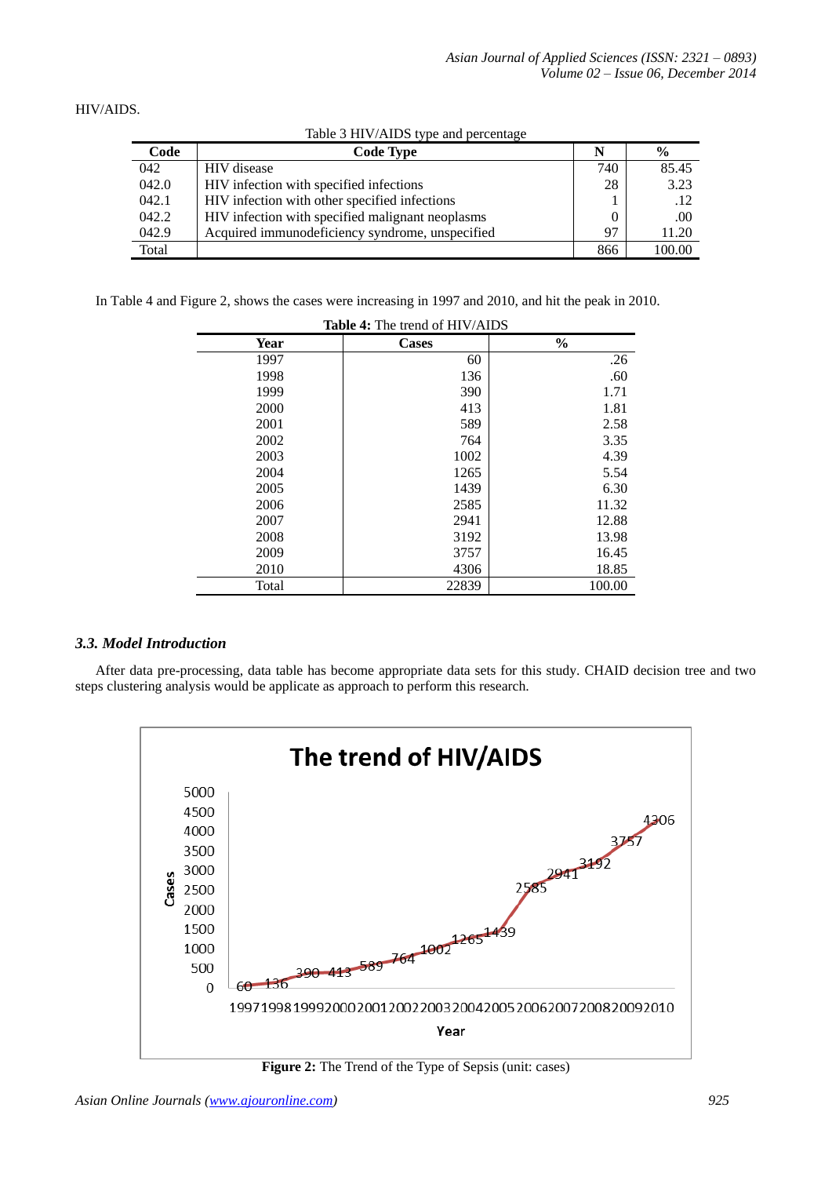HIV/AIDS.

Table 3 HIV/AIDS type and percentage

| Code | Code Type | N | % |
|---|---|---|---|
| 042 | HIV disease | 740 | 85.45 |
| 042.0 | HIV infection with specified infections | 28 | 3.23 |
| 042.1 | HIV infection with other specified infections | 1 | .12 |
| 042.2 | HIV infection with specified malignant neoplasms | 0 | .00 |
| 042.9 | Acquired immunodeficiency syndrome, unspecified | 97 | 11.20 |
| Total | | 866 | 100.00 |

In Table 4 and Figure 2, shows the cases were increasing in 1997 and 2010, and hit the peak in 2010.

**Table 4:** The trend of HIV/AIDS

| Year | Cases | % |
|---|---|---|
| 1997 | 60 | .26 |
| 1998 | 136 | .60 |
| 1999 | 390 | 1.71 |
| 2000 | 413 | 1.81 |
| 2001 | 589 | 2.58 |
| 2002 | 764 | 3.35 |
| 2003 | 1002 | 4.39 |
| 2004 | 1265 | 5.54 |
| 2005 | 1439 | 6.30 |
| 2006 | 2585 | 11.32 |
| 2007 | 2941 | 12.88 |
| 2008 | 3192 | 13.98 |
| 2009 | 3757 | 16.45 |
| 2010 | 4306 | 18.85 |
| Total | 22839 | 100.00 |

### *3.3. Model Introduction*

After data pre-processing, data table has become appropriate data sets for this study. CHAID decision tree and two steps clustering analysis would be applicate as approach to perform this research.

**Figure 2:** The Trend of the Type of Sepsis (unit: cases)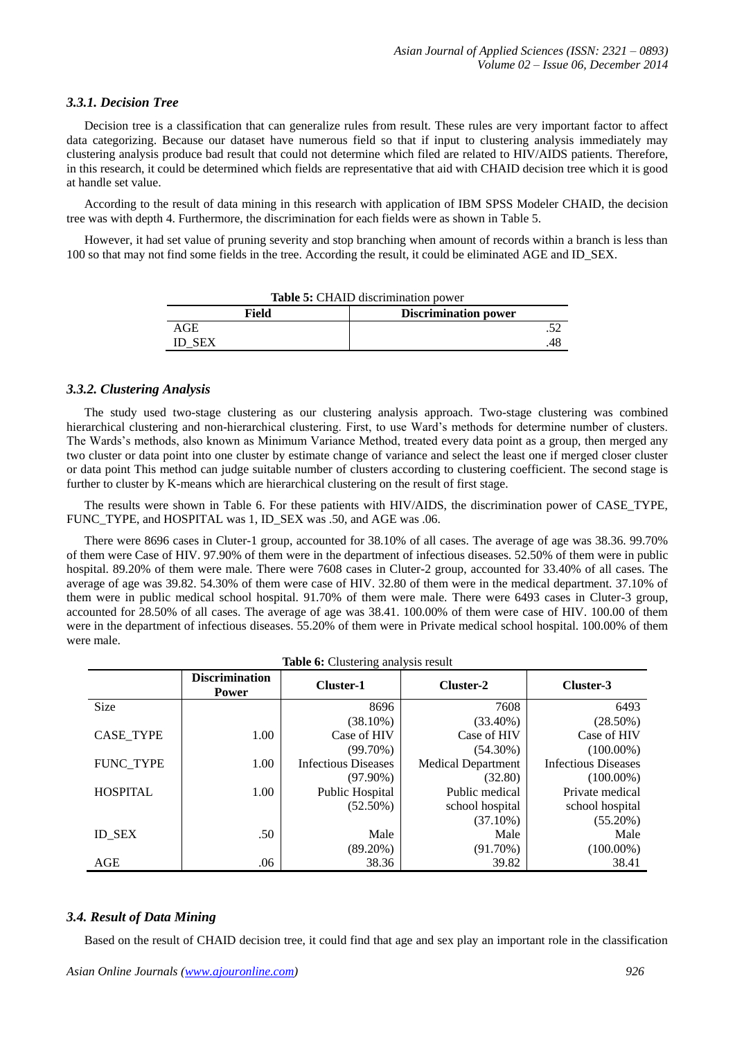### *3.3.1. Decision Tree*

Decision tree is a classification that can generalize rules from result. These rules are very important factor to affect data categorizing. Because our dataset have numerous field so that if input to clustering analysis immediately may clustering analysis produce bad result that could not determine which filed are related to HIV/AIDS patients. Therefore, in this research, it could be determined which fields are representative that aid with CHAID decision tree which it is good at handle set value.

According to the result of data mining in this research with application of IBM SPSS Modeler CHAID, the decision tree was with depth 4. Furthermore, the discrimination for each fields were as shown in Table 5.

However, it had set value of pruning severity and stop branching when amount of records within a branch is less than 100 so that may not find some fields in the tree. According the result, it could be eliminated AGE and ID_SEX.

**Table 5:** CHAID discrimination power

| Field | Discrimination power |
|---|---|
| AGE | .52 |
| ID_SEX | .48 |

### *3.3.2. Clustering Analysis*

The study used two-stage clustering as our clustering analysis approach. Two-stage clustering was combined hierarchical clustering and non-hierarchical clustering. First, to use Ward's methods for determine number of clusters. The Wards's methods, also known as Minimum Variance Method, treated every data point as a group, then merged any two cluster or data point into one cluster by estimate change of variance and select the least one if merged closer cluster or data point This method can judge suitable number of clusters according to clustering coefficient. The second stage is further to cluster by K-means which are hierarchical clustering on the result of first stage.

The results were shown in Table 6. For these patients with HIV/AIDS, the discrimination power of CASE_TYPE, FUNC_TYPE, and HOSPITAL was 1, ID_SEX was .50, and AGE was .06.

There were 8696 cases in Cluter-1 group, accounted for 38.10% of all cases. The average of age was 38.36. 99.70% of them were Case of HIV. 97.90% of them were in the department of infectious diseases. 52.50% of them were in public hospital. 89.20% of them were male. There were 7608 cases in Cluter-2 group, accounted for 33.40% of all cases. The average of age was 39.82. 54.30% of them were case of HIV. 32.80 of them were in the medical department. 37.10% of them were in public medical school hospital. 91.70% of them were male. There were 6493 cases in Cluter-3 group, accounted for 28.50% of all cases. The average of age was 38.41. 100.00% of them were case of HIV. 100.00 of them were in the department of infectious diseases. 55.20% of them were in Private medical school hospital. 100.00% of them were male.

**Table 6:** Clustering analysis result

| | Discrimination Power | Cluster-1 | Cluster-2 | Cluster-3 |
|---|---|---|---|---|
| Size | | 8696 (38.10%) | 7608 (33.40%) | 6493 (28.50%) |
| CASE_TYPE | 1.00 | Case of HIV (99.70%) | Case of HIV (54.30%) | Case of HIV (100.00%) |
| FUNC_TYPE | 1.00 | Infectious Diseases (97.90%) | Medical Department (32.80) | Infectious Diseases (100.00%) |
| HOSPITAL | 1.00 | Public Hospital (52.50%) | Public medical school hospital (37.10%) | Private medical school hospital (55.20%) |
| ID_SEX | .50 | Male (89.20%) | Male (91.70%) | Male (100.00%) |
| AGE | .06 | 38.36 | 39.82 | 38.41 |

### *3.4. Result of Data Mining*

Based on the result of CHAID decision tree, it could find that age and sex play an important role in the classification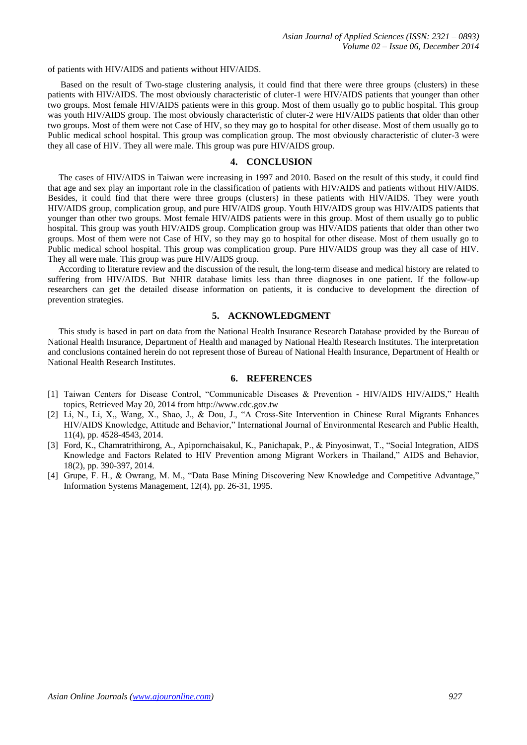of patients with HIV/AIDS and patients without HIV/AIDS.

Based on the result of Two-stage clustering analysis, it could find that there were three groups (clusters) in these patients with HIV/AIDS. The most obviously characteristic of cluter-1 were HIV/AIDS patients that younger than other two groups. Most female HIV/AIDS patients were in this group. Most of them usually go to public hospital. This group was youth HIV/AIDS group. The most obviously characteristic of cluter-2 were HIV/AIDS patients that older than other two groups. Most of them were not Case of HIV, so they may go to hospital for other disease. Most of them usually go to Public medical school hospital. This group was complication group. The most obviously characteristic of cluter-3 were they all case of HIV. They all were male. This group was pure HIV/AIDS group.

## 4. CONCLUSION

The cases of HIV/AIDS in Taiwan were increasing in 1997 and 2010. Based on the result of this study, it could find that age and sex play an important role in the classification of patients with HIV/AIDS and patients without HIV/AIDS. Besides, it could find that there were three groups (clusters) in these patients with HIV/AIDS. They were youth HIV/AIDS group, complication group, and pure HIV/AIDS group. Youth HIV/AIDS group was HIV/AIDS patients that younger than other two groups. Most female HIV/AIDS patients were in this group. Most of them usually go to public hospital. This group was youth HIV/AIDS group. Complication group was HIV/AIDS patients that older than other two groups. Most of them were not Case of HIV, so they may go to hospital for other disease. Most of them usually go to Public medical school hospital. This group was complication group. Pure HIV/AIDS group was they all case of HIV. They all were male. This group was pure HIV/AIDS group.

According to literature review and the discussion of the result, the long-term disease and medical history are related to suffering from HIV/AIDS. But NHIR database limits less than three diagnoses in one patient. If the follow-up researchers can get the detailed disease information on patients, it is conducive to development the direction of prevention strategies.

## 5. ACKNOWLEDGMENT

This study is based in part on data from the National Health Insurance Research Database provided by the Bureau of National Health Insurance, Department of Health and managed by National Health Research Institutes. The interpretation and conclusions contained herein do not represent those of Bureau of National Health Insurance, Department of Health or National Health Research Institutes.

## 6. REFERENCES

[1] Taiwan Centers for Disease Control, "Communicable Diseases & Prevention - HIV/AIDS HIV/AIDS," Health topics, Retrieved May 20, 2014 from http://www.cdc.gov.tw

[2] Li, N., Li, X,, Wang, X., Shao, J., & Dou, J., "A Cross-Site Intervention in Chinese Rural Migrants Enhances HIV/AIDS Knowledge, Attitude and Behavior," International Journal of Environmental Research and Public Health, 11(4), pp. 4528-4543, 2014.

[3] Ford, K., Chamratrithirong, A., Apipornchaisakul, K., Panichapak, P., & Pinyosinwat, T., "Social Integration, AIDS Knowledge and Factors Related to HIV Prevention among Migrant Workers in Thailand," AIDS and Behavior, 18(2), pp. 390-397, 2014.

[4] Grupe, F. H., & Owrang, M. M., "Data Base Mining Discovering New Knowledge and Competitive Advantage," Information Systems Management, 12(4), pp. 26-31, 1995.